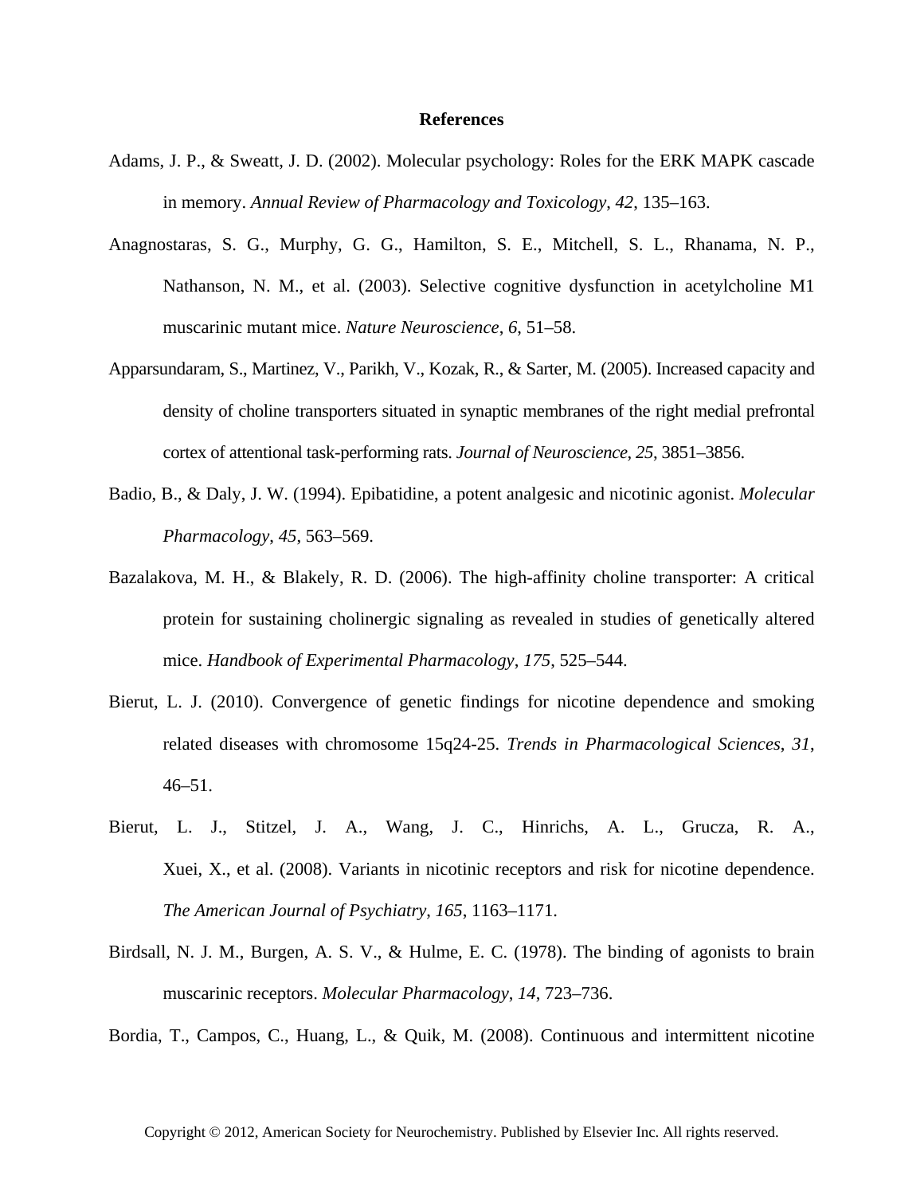# References

Adams, J. P., & Sweatt, J. D. (2002). Molecular psychology: Roles for the ERK MAPK cascade in memory. *Annual Review of Pharmacology and Toxicology*, *42*, 135–163.

Anagnostaras, S. G., Murphy, G. G., Hamilton, S. E., Mitchell, S. L., Rhanama, N. P., Nathanson, N. M., et al. (2003). Selective cognitive dysfunction in acetylcholine M1 muscarinic mutant mice. *Nature Neuroscience*, *6*, 51–58.

Apparsundaram, S., Martinez, V., Parikh, V., Kozak, R., & Sarter, M. (2005). Increased capacity and density of choline transporters situated in synaptic membranes of the right medial prefrontal cortex of attentional task-performing rats. *Journal of Neuroscience*, *25*, 3851–3856.

Badio, B., & Daly, J. W. (1994). Epibatidine, a potent analgesic and nicotinic agonist. *Molecular Pharmacology*, *45*, 563–569.

Bazalakova, M. H., & Blakely, R. D. (2006). The high-affinity choline transporter: A critical protein for sustaining cholinergic signaling as revealed in studies of genetically altered mice. *Handbook of Experimental Pharmacology*, *175*, 525–544.

Bierut, L. J. (2010). Convergence of genetic findings for nicotine dependence and smoking related diseases with chromosome 15q24-25. *Trends in Pharmacological Sciences*, *31*, 46–51.

Bierut, L. J., Stitzel, J. A., Wang, J. C., Hinrichs, A. L., Grucza, R. A., Xuei, X., et al. (2008). Variants in nicotinic receptors and risk for nicotine dependence. *The American Journal of Psychiatry*, *165*, 1163–1171.

Birdsall, N. J. M., Burgen, A. S. V., & Hulme, E. C. (1978). The binding of agonists to brain muscarinic receptors. *Molecular Pharmacology*, *14*, 723–736.

Bordia, T., Campos, C., Huang, L., & Quik, M. (2008). Continuous and intermittent nicotine

Copyright © 2012, American Society for Neurochemistry. Published by Elsevier Inc. All rights reserved.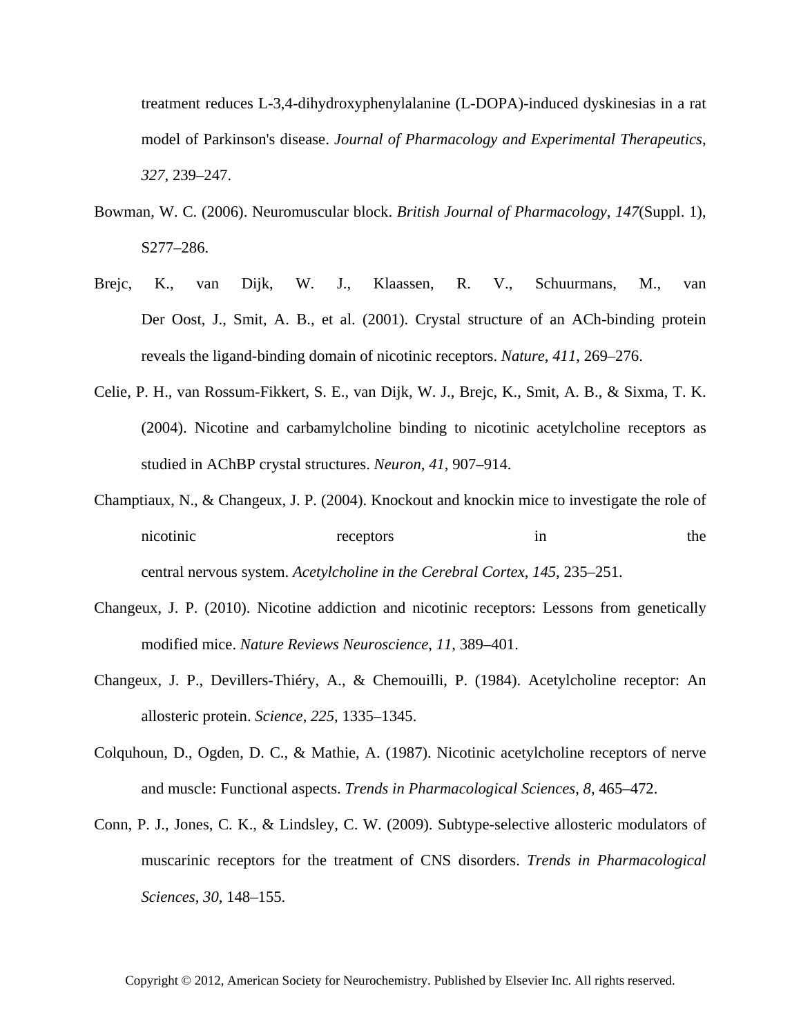treatment reduces L-3,4-dihydroxyphenylalanine (L-DOPA)-induced dyskinesias in a rat model of Parkinson's disease. *Journal of Pharmacology and Experimental Therapeutics*, *327*, 239–247.

Bowman, W. C. (2006). Neuromuscular block. *British Journal of Pharmacology*, *147*(Suppl. 1), S277–286.

Brejc, K., van Dijk, W. J., Klaassen, R. V., Schuurmans, M., van Der Oost, J., Smit, A. B., et al. (2001). Crystal structure of an ACh-binding protein reveals the ligand-binding domain of nicotinic receptors. *Nature*, *411*, 269–276.

Celie, P. H., van Rossum-Fikkert, S. E., van Dijk, W. J., Brejc, K., Smit, A. B., & Sixma, T. K. (2004). Nicotine and carbamylcholine binding to nicotinic acetylcholine receptors as studied in AChBP crystal structures. *Neuron*, *41*, 907–914.

Champtiaux, N., & Changeux, J. P. (2004). Knockout and knockin mice to investigate the role of nicotinic receptors in the central nervous system. *Acetylcholine in the Cerebral Cortex*, *145*, 235–251.

Changeux, J. P. (2010). Nicotine addiction and nicotinic receptors: Lessons from genetically modified mice. *Nature Reviews Neuroscience*, *11*, 389–401.

Changeux, J. P., Devillers-Thiéry, A., & Chemouilli, P. (1984). Acetylcholine receptor: An allosteric protein. *Science*, *225*, 1335–1345.

Colquhoun, D., Ogden, D. C., & Mathie, A. (1987). Nicotinic acetylcholine receptors of nerve and muscle: Functional aspects. *Trends in Pharmacological Sciences*, *8*, 465–472.

Conn, P. J., Jones, C. K., & Lindsley, C. W. (2009). Subtype-selective allosteric modulators of muscarinic receptors for the treatment of CNS disorders. *Trends in Pharmacological Sciences*, *30*, 148–155.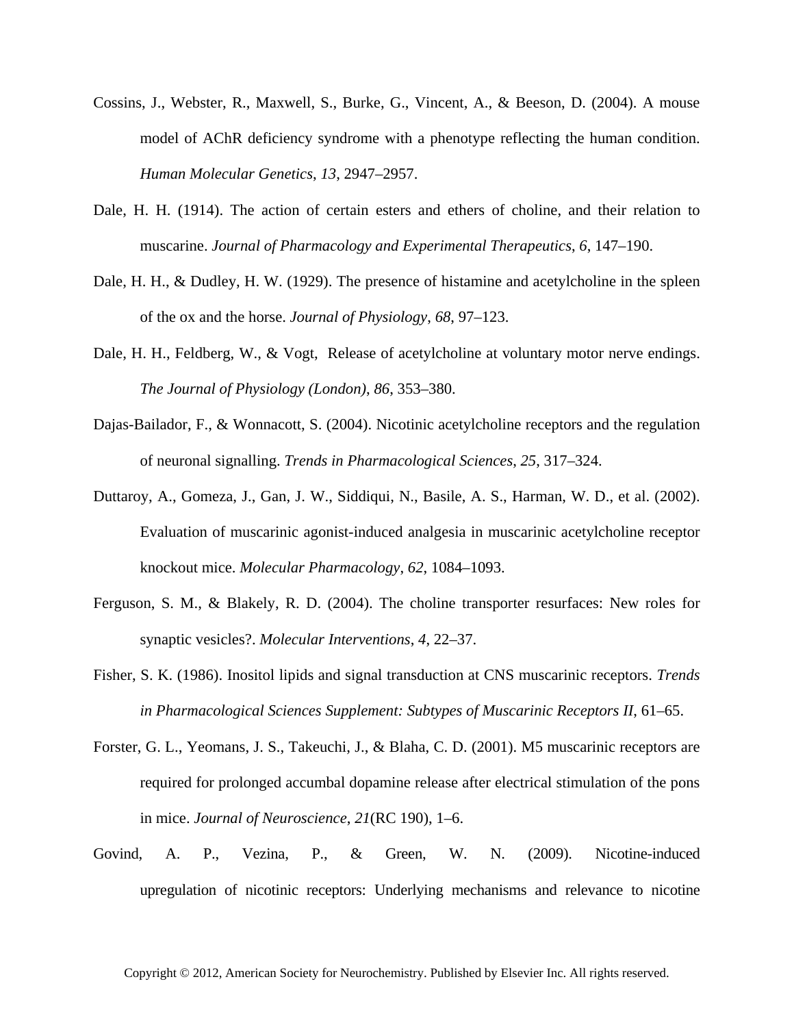Cossins, J., Webster, R., Maxwell, S., Burke, G., Vincent, A., & Beeson, D. (2004). A mouse model of AChR deficiency syndrome with a phenotype reflecting the human condition. *Human Molecular Genetics*, *13*, 2947–2957.

Dale, H. H. (1914). The action of certain esters and ethers of choline, and their relation to muscarine. *Journal of Pharmacology and Experimental Therapeutics*, *6*, 147–190.

Dale, H. H., & Dudley, H. W. (1929). The presence of histamine and acetylcholine in the spleen of the ox and the horse. *Journal of Physiology*, *68*, 97–123.

Dale, H. H., Feldberg, W., & Vogt, Release of acetylcholine at voluntary motor nerve endings. *The Journal of Physiology (London)*, *86*, 353–380.

Dajas-Bailador, F., & Wonnacott, S. (2004). Nicotinic acetylcholine receptors and the regulation of neuronal signalling. *Trends in Pharmacological Sciences*, *25*, 317–324.

Duttaroy, A., Gomeza, J., Gan, J. W., Siddiqui, N., Basile, A. S., Harman, W. D., et al. (2002). Evaluation of muscarinic agonist-induced analgesia in muscarinic acetylcholine receptor knockout mice. *Molecular Pharmacology*, *62*, 1084–1093.

Ferguson, S. M., & Blakely, R. D. (2004). The choline transporter resurfaces: New roles for synaptic vesicles?. *Molecular Interventions*, *4*, 22–37.

Fisher, S. K. (1986). Inositol lipids and signal transduction at CNS muscarinic receptors. *Trends in Pharmacological Sciences Supplement: Subtypes of Muscarinic Receptors II*, 61–65.

Forster, G. L., Yeomans, J. S., Takeuchi, J., & Blaha, C. D. (2001). M5 muscarinic receptors are required for prolonged accumbal dopamine release after electrical stimulation of the pons in mice. *Journal of Neuroscience*, *21*(RC 190), 1–6.

Govind, A. P., Vezina, P., & Green, W. N. (2009). Nicotine-induced upregulation of nicotinic receptors: Underlying mechanisms and relevance to nicotine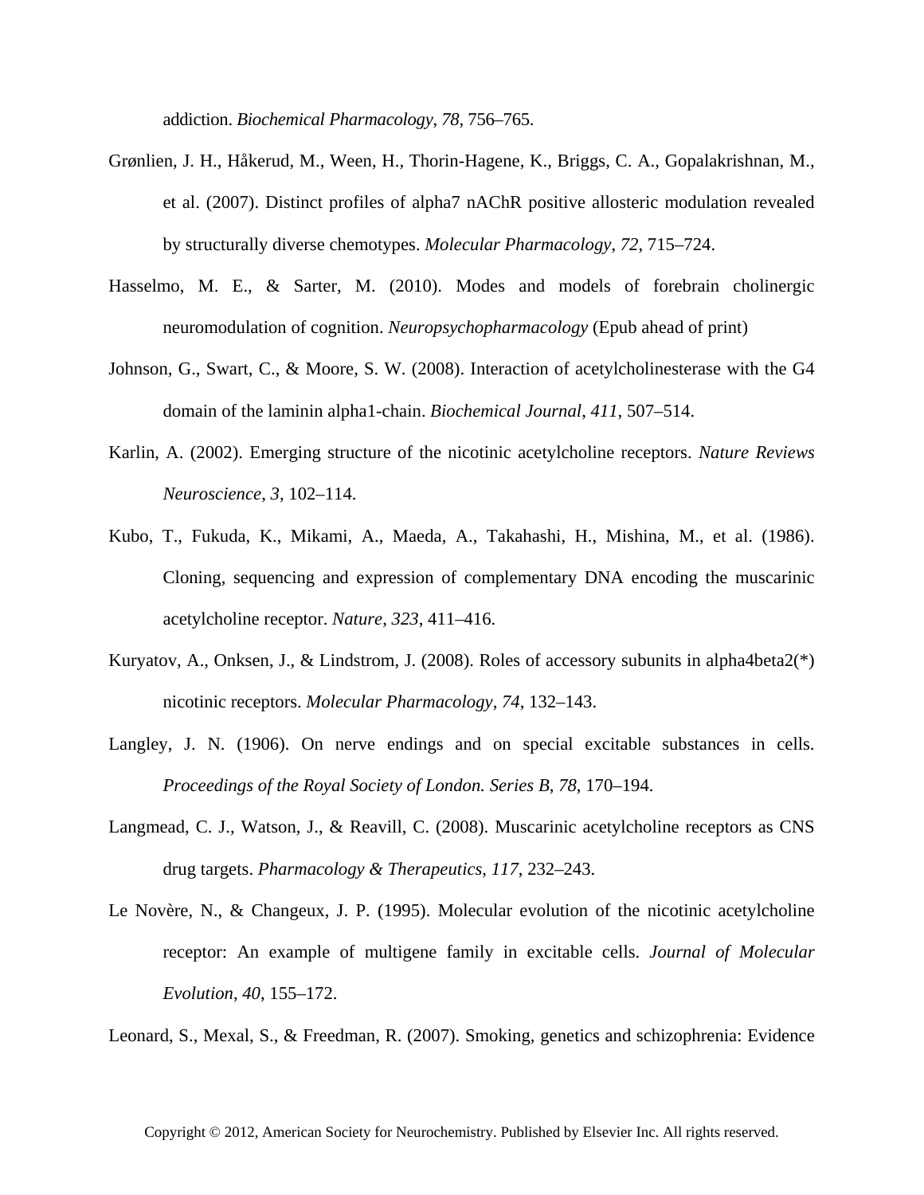addiction. *Biochemical Pharmacology*, *78*, 756–765.

Grønlien, J. H., Håkerud, M., Ween, H., Thorin-Hagene, K., Briggs, C. A., Gopalakrishnan, M., et al. (2007). Distinct profiles of alpha7 nAChR positive allosteric modulation revealed by structurally diverse chemotypes. *Molecular Pharmacology*, *72*, 715–724.

Hasselmo, M. E., & Sarter, M. (2010). Modes and models of forebrain cholinergic neuromodulation of cognition. *Neuropsychopharmacology* (Epub ahead of print)

Johnson, G., Swart, C., & Moore, S. W. (2008). Interaction of acetylcholinesterase with the G4 domain of the laminin alpha1-chain. *Biochemical Journal*, *411*, 507–514.

Karlin, A. (2002). Emerging structure of the nicotinic acetylcholine receptors. *Nature Reviews Neuroscience*, *3*, 102–114.

Kubo, T., Fukuda, K., Mikami, A., Maeda, A., Takahashi, H., Mishina, M., et al. (1986). Cloning, sequencing and expression of complementary DNA encoding the muscarinic acetylcholine receptor. *Nature*, *323*, 411–416.

Kuryatov, A., Onksen, J., & Lindstrom, J. (2008). Roles of accessory subunits in alpha4beta2(*) nicotinic receptors. *Molecular Pharmacology*, *74*, 132–143.

Langley, J. N. (1906). On nerve endings and on special excitable substances in cells. *Proceedings of the Royal Society of London. Series B*, *78*, 170–194.

Langmead, C. J., Watson, J., & Reavill, C. (2008). Muscarinic acetylcholine receptors as CNS drug targets. *Pharmacology & Therapeutics*, *117*, 232–243.

Le Novère, N., & Changeux, J. P. (1995). Molecular evolution of the nicotinic acetylcholine receptor: An example of multigene family in excitable cells. *Journal of Molecular Evolution*, *40*, 155–172.

Leonard, S., Mexal, S., & Freedman, R. (2007). Smoking, genetics and schizophrenia: Evidence

Copyright © 2012, American Society for Neurochemistry. Published by Elsevier Inc. All rights reserved.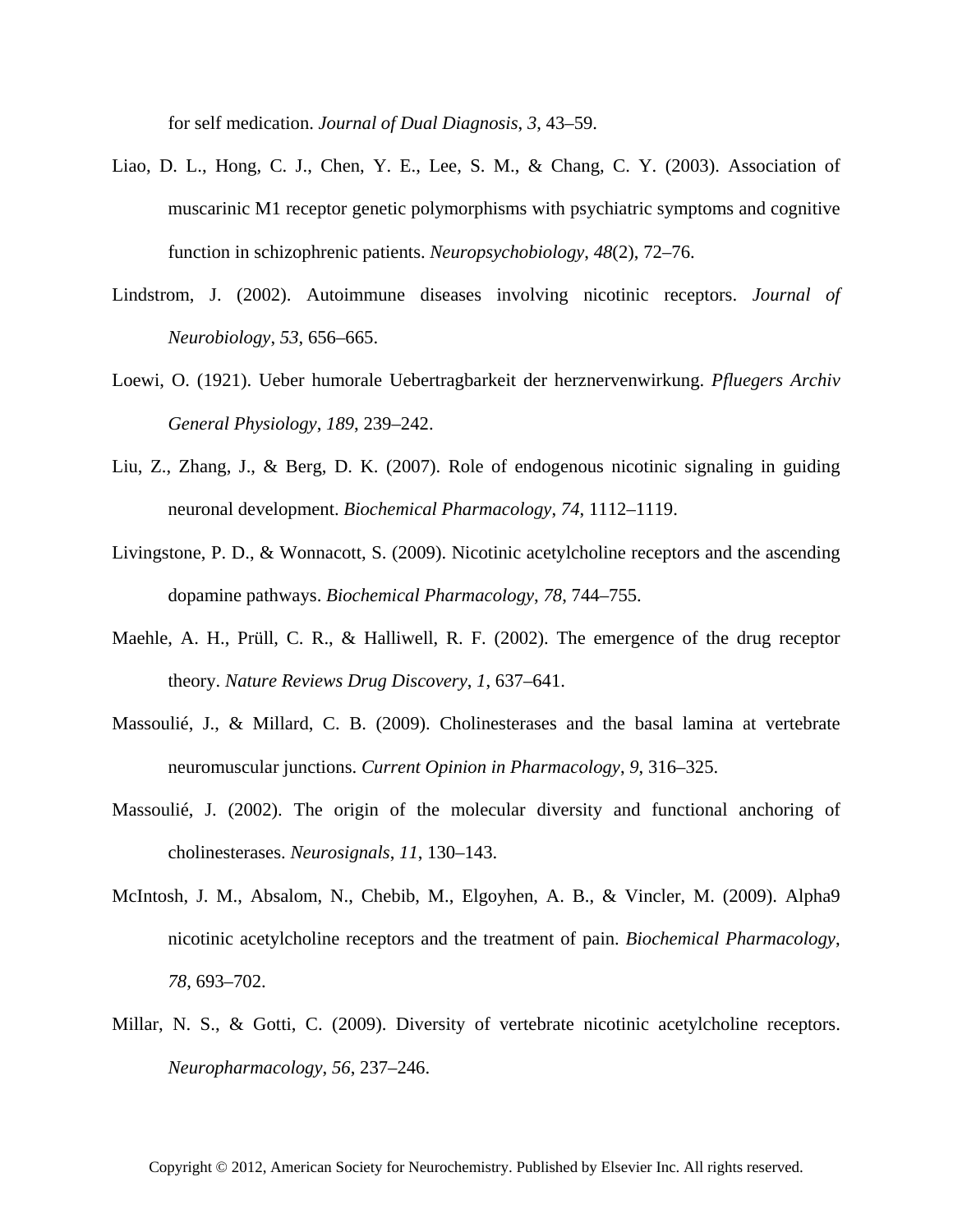for self medication. *Journal of Dual Diagnosis*, *3*, 43–59.

Liao, D. L., Hong, C. J., Chen, Y. E., Lee, S. M., & Chang, C. Y. (2003). Association of muscarinic M1 receptor genetic polymorphisms with psychiatric symptoms and cognitive function in schizophrenic patients. *Neuropsychobiology*, *48*(2), 72–76.

Lindstrom, J. (2002). Autoimmune diseases involving nicotinic receptors. *Journal of Neurobiology*, *53*, 656–665.

Loewi, O. (1921). Ueber humorale Uebertragbarkeit der herznervenwirkung. *Pfluegers Archiv General Physiology*, *189*, 239–242.

Liu, Z., Zhang, J., & Berg, D. K. (2007). Role of endogenous nicotinic signaling in guiding neuronal development. *Biochemical Pharmacology*, *74*, 1112–1119.

Livingstone, P. D., & Wonnacott, S. (2009). Nicotinic acetylcholine receptors and the ascending dopamine pathways. *Biochemical Pharmacology*, *78*, 744–755.

Maehle, A. H., Prüll, C. R., & Halliwell, R. F. (2002). The emergence of the drug receptor theory. *Nature Reviews Drug Discovery*, *1*, 637–641.

Massoulié, J., & Millard, C. B. (2009). Cholinesterases and the basal lamina at vertebrate neuromuscular junctions. *Current Opinion in Pharmacology*, *9*, 316–325.

Massoulié, J. (2002). The origin of the molecular diversity and functional anchoring of cholinesterases. *Neurosignals*, *11*, 130–143.

McIntosh, J. M., Absalom, N., Chebib, M., Elgoyhen, A. B., & Vincler, M. (2009). Alpha9 nicotinic acetylcholine receptors and the treatment of pain. *Biochemical Pharmacology*, *78*, 693–702.

Millar, N. S., & Gotti, C. (2009). Diversity of vertebrate nicotinic acetylcholine receptors. *Neuropharmacology*, *56*, 237–246.

Copyright © 2012, American Society for Neurochemistry. Published by Elsevier Inc. All rights reserved.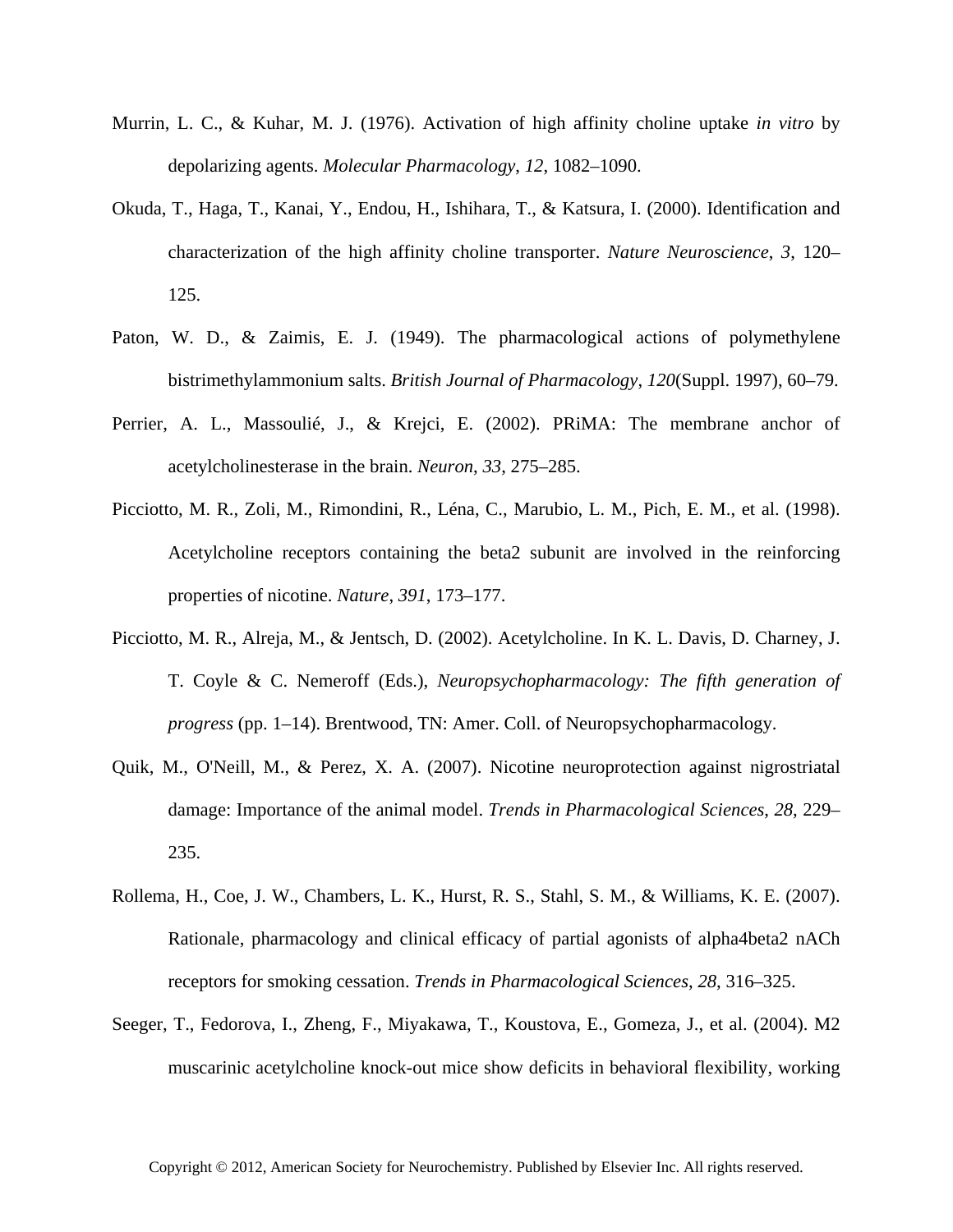Murrin, L. C., & Kuhar, M. J. (1976). Activation of high affinity choline uptake *in vitro* by depolarizing agents. *Molecular Pharmacology*, *12*, 1082–1090.

Okuda, T., Haga, T., Kanai, Y., Endou, H., Ishihara, T., & Katsura, I. (2000). Identification and characterization of the high affinity choline transporter. *Nature Neuroscience*, *3*, 120–125.

Paton, W. D., & Zaimis, E. J. (1949). The pharmacological actions of polymethylene bistrimethylammonium salts. *British Journal of Pharmacology*, *120*(Suppl. 1997), 60–79.

Perrier, A. L., Massoulié, J., & Krejci, E. (2002). PRiMA: The membrane anchor of acetylcholinesterase in the brain. *Neuron*, *33*, 275–285.

Picciotto, M. R., Zoli, M., Rimondini, R., Léna, C., Marubio, L. M., Pich, E. M., et al. (1998). Acetylcholine receptors containing the beta2 subunit are involved in the reinforcing properties of nicotine. *Nature*, *391*, 173–177.

Picciotto, M. R., Alreja, M., & Jentsch, D. (2002). Acetylcholine. In K. L. Davis, D. Charney, J. T. Coyle & C. Nemeroff (Eds.), *Neuropsychopharmacology: The fifth generation of progress* (pp. 1–14). Brentwood, TN: Amer. Coll. of Neuropsychopharmacology.

Quik, M., O'Neill, M., & Perez, X. A. (2007). Nicotine neuroprotection against nigrostriatal damage: Importance of the animal model. *Trends in Pharmacological Sciences*, *28*, 229–235.

Rollema, H., Coe, J. W., Chambers, L. K., Hurst, R. S., Stahl, S. M., & Williams, K. E. (2007). Rationale, pharmacology and clinical efficacy of partial agonists of alpha4beta2 nACh receptors for smoking cessation. *Trends in Pharmacological Sciences*, *28*, 316–325.

Seeger, T., Fedorova, I., Zheng, F., Miyakawa, T., Koustova, E., Gomeza, J., et al. (2004). M2 muscarinic acetylcholine knock-out mice show deficits in behavioral flexibility, working

Copyright © 2012, American Society for Neurochemistry. Published by Elsevier Inc. All rights reserved.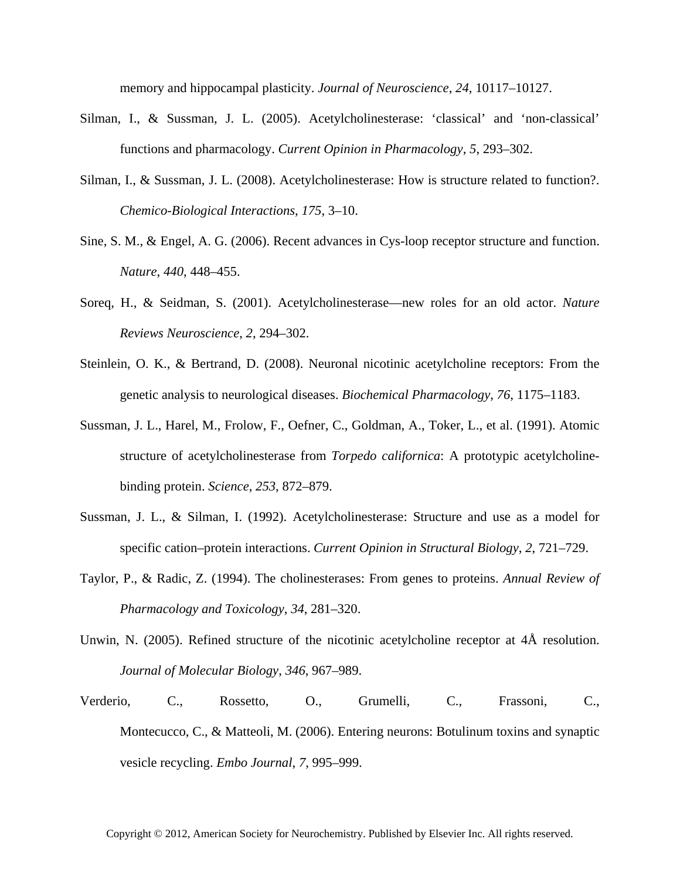memory and hippocampal plasticity. *Journal of Neuroscience*, *24*, 10117–10127.

Silman, I., & Sussman, J. L. (2005). Acetylcholinesterase: 'classical' and 'non-classical' functions and pharmacology. *Current Opinion in Pharmacology*, *5*, 293–302.

Silman, I., & Sussman, J. L. (2008). Acetylcholinesterase: How is structure related to function?. *Chemico-Biological Interactions*, *175*, 3–10.

Sine, S. M., & Engel, A. G. (2006). Recent advances in Cys-loop receptor structure and function. *Nature*, *440*, 448–455.

Soreq, H., & Seidman, S. (2001). Acetylcholinesterase—new roles for an old actor. *Nature Reviews Neuroscience*, *2*, 294–302.

Steinlein, O. K., & Bertrand, D. (2008). Neuronal nicotinic acetylcholine receptors: From the genetic analysis to neurological diseases. *Biochemical Pharmacology*, *76*, 1175–1183.

Sussman, J. L., Harel, M., Frolow, F., Oefner, C., Goldman, A., Toker, L., et al. (1991). Atomic structure of acetylcholinesterase from *Torpedo californica*: A prototypic acetylcholine-binding protein. *Science*, *253*, 872–879.

Sussman, J. L., & Silman, I. (1992). Acetylcholinesterase: Structure and use as a model for specific cation–protein interactions. *Current Opinion in Structural Biology*, *2*, 721–729.

Taylor, P., & Radic, Z. (1994). The cholinesterases: From genes to proteins. *Annual Review of Pharmacology and Toxicology*, *34*, 281–320.

Unwin, N. (2005). Refined structure of the nicotinic acetylcholine receptor at 4Å resolution. *Journal of Molecular Biology*, *346*, 967–989.

Verderio, C., Rossetto, O., Grumelli, C., Frassoni, C., Montecucco, C., & Matteoli, M. (2006). Entering neurons: Botulinum toxins and synaptic vesicle recycling. *Embo Journal*, *7*, 995–999.

Copyright © 2012, American Society for Neurochemistry. Published by Elsevier Inc. All rights reserved.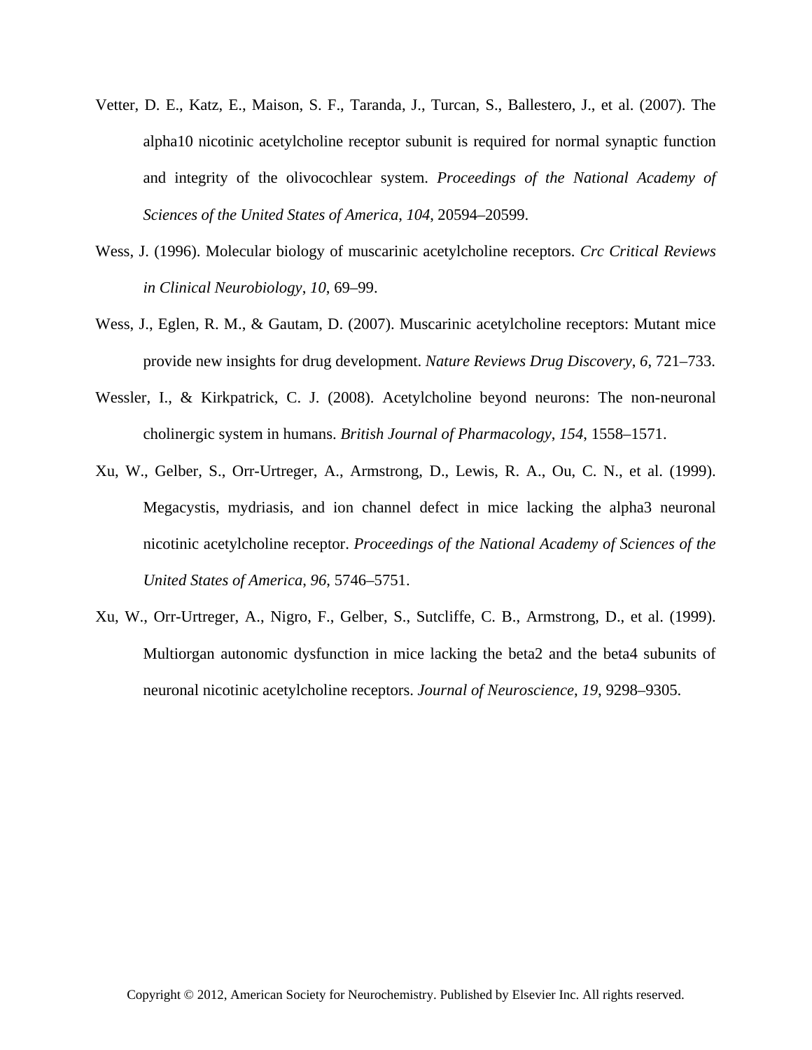Vetter, D. E., Katz, E., Maison, S. F., Taranda, J., Turcan, S., Ballestero, J., et al. (2007). The alpha10 nicotinic acetylcholine receptor subunit is required for normal synaptic function and integrity of the olivocochlear system. *Proceedings of the National Academy of Sciences of the United States of America*, *104*, 20594–20599.

Wess, J. (1996). Molecular biology of muscarinic acetylcholine receptors. *Crc Critical Reviews in Clinical Neurobiology*, *10*, 69–99.

Wess, J., Eglen, R. M., & Gautam, D. (2007). Muscarinic acetylcholine receptors: Mutant mice provide new insights for drug development. *Nature Reviews Drug Discovery*, *6*, 721–733.

Wessler, I., & Kirkpatrick, C. J. (2008). Acetylcholine beyond neurons: The non-neuronal cholinergic system in humans. *British Journal of Pharmacology*, *154*, 1558–1571.

Xu, W., Gelber, S., Orr-Urtreger, A., Armstrong, D., Lewis, R. A., Ou, C. N., et al. (1999). Megacystis, mydriasis, and ion channel defect in mice lacking the alpha3 neuronal nicotinic acetylcholine receptor. *Proceedings of the National Academy of Sciences of the United States of America*, *96*, 5746–5751.

Xu, W., Orr-Urtreger, A., Nigro, F., Gelber, S., Sutcliffe, C. B., Armstrong, D., et al. (1999). Multiorgan autonomic dysfunction in mice lacking the beta2 and the beta4 subunits of neuronal nicotinic acetylcholine receptors. *Journal of Neuroscience*, *19*, 9298–9305.

Copyright © 2012, American Society for Neurochemistry. Published by Elsevier Inc. All rights reserved.